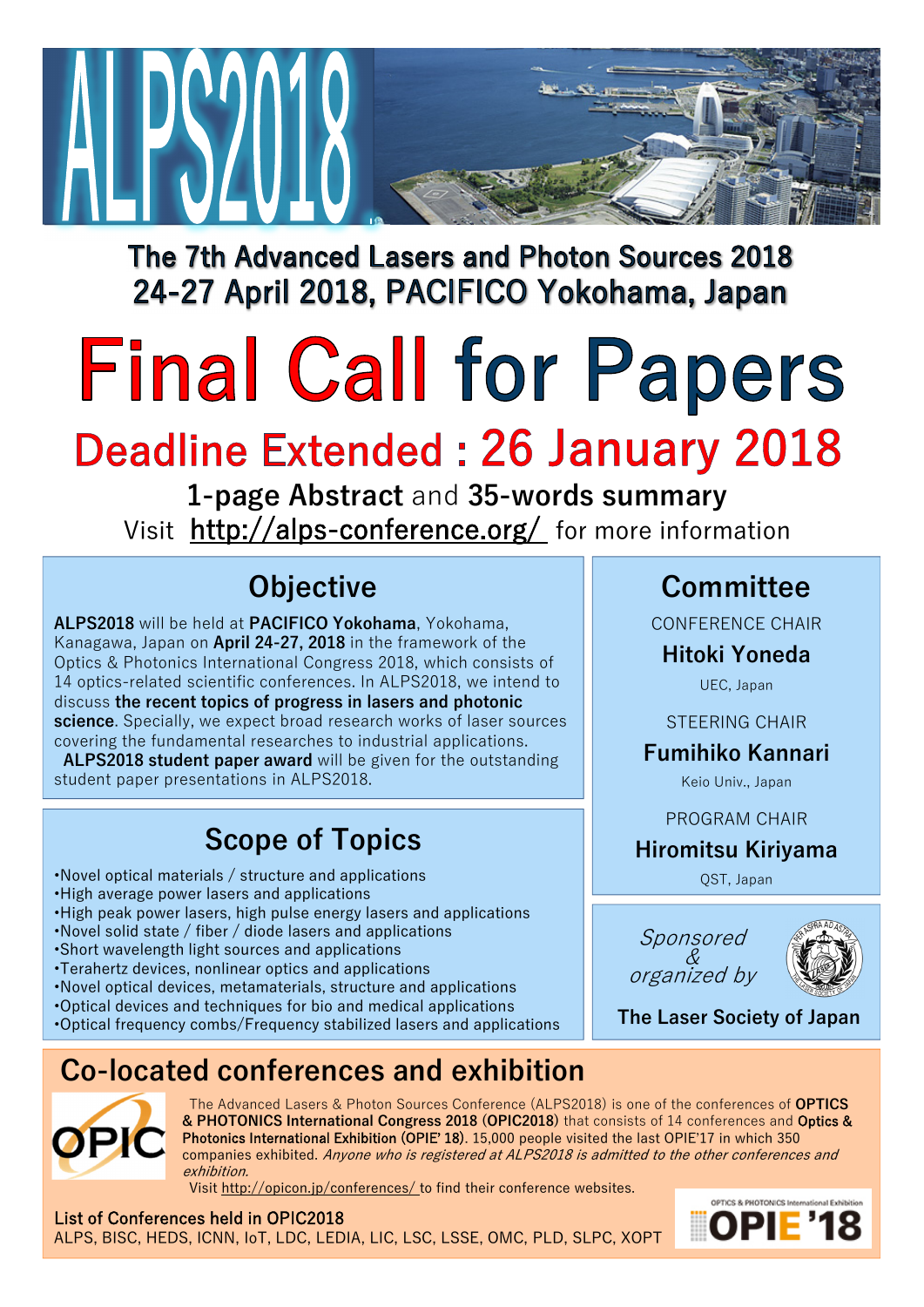# ALPS2018

**The 7th Advanced Lasers and Photon Sources 2018**
**24-27 April 2018, PACIFICO Yokohama, Japan**

# Final Call for Papers

## Deadline Extended : 26 January 2018

**1-page Abstract** and **35-words summary**

Visit http://alps-conference.org/ for more information

## Objective

**ALPS2018** will be held at **PACIFICO Yokohama**, Yokohama, Kanagawa, Japan on **April 24-27, 2018** in the framework of the Optics & Photonics International Congress 2018, which consists of 14 optics-related scientific conferences. In ALPS2018, we intend to discuss **the recent topics of progress in lasers and photonic science**. Specially, we expect broad research works of laser sources covering the fundamental researches to industrial applications.

**ALPS2018 student paper award** will be given for the outstanding student paper presentations in ALPS2018.

## Scope of Topics

- Novel optical materials / structure and applications
- High average power lasers and applications
- High peak power lasers, high pulse energy lasers and applications
- Novel solid state / fiber / diode lasers and applications
- Short wavelength light sources and applications
- Terahertz devices, nonlinear optics and applications
- Novel optical devices, metamaterials, structure and applications
- Optical devices and techniques for bio and medical applications
- Optical frequency combs/Frequency stabilized lasers and applications

## Committee

CONFERENCE CHAIR
**Hitoki Yoneda**
UEC, Japan

STEERING CHAIR
**Fumihiko Kannari**
Keio Univ., Japan

PROGRAM CHAIR
**Hiromitsu Kiriyama**
QST, Japan

*Sponsored & organized by*
**The Laser Society of Japan**

## Co-located conferences and exhibition

The Advanced Lasers & Photon Sources Conference (ALPS2018) is one of the conferences of **OPTICS & PHOTONICS International Congress 2018** (**OPIC2018**) that consists of 14 conferences and **Optics & Photonics International Exhibition** (**OPIE' 18**). 15,000 people visited the last OPIE'17 in which 350 companies exhibited. *Anyone who is registered at ALPS2018 is admitted to the other conferences and exhibition.*

Visit http://opicon.jp/conferences/ to find their conference websites.

**List of Conferences held in OPIC2018**
ALPS, BISC, HEDS, ICNN, IoT, LDC, LEDIA, LIC, LSC, LSSE, OMC, PLD, SLPC, XOPT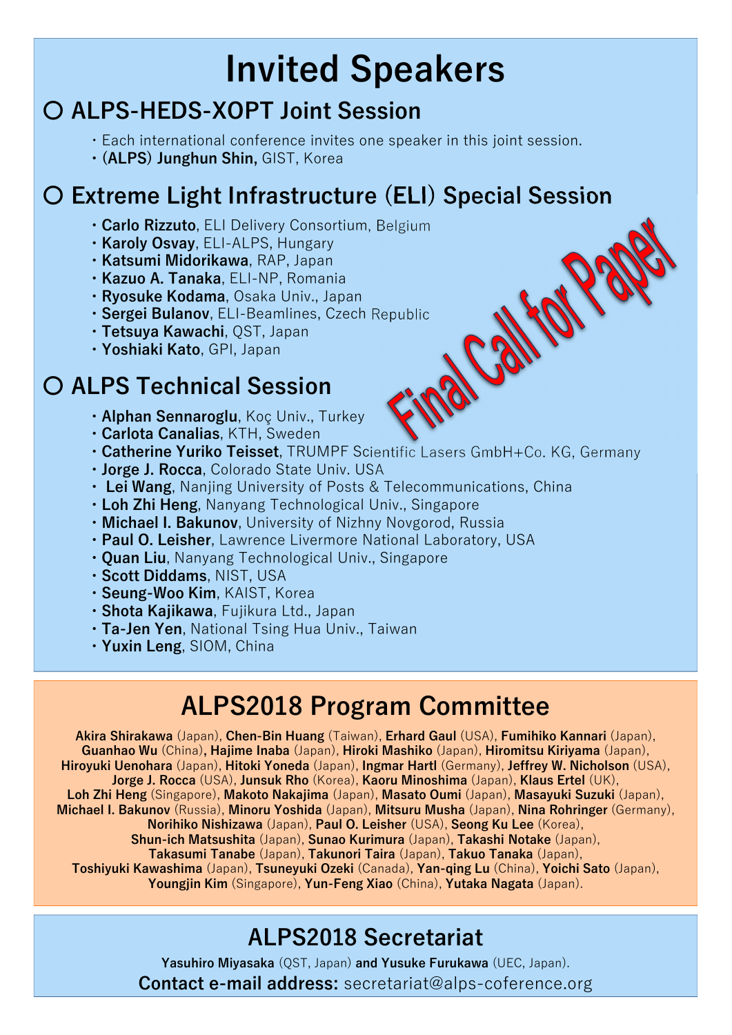# Invited Speakers

## ○ ALPS-HEDS-XOPT Joint Session

- Each international conference invites one speaker in this joint session.
- **(ALPS) Junghun Shin,** GIST, Korea

## ○ Extreme Light Infrastructure (ELI) Special Session

- **Carlo Rizzuto**, ELI Delivery Consortium, Belgium
- **Karoly Osvay**, ELI-ALPS, Hungary
- **Katsumi Midorikawa**, RAP, Japan
- **Kazuo A. Tanaka**, ELI-NP, Romania
- **Ryosuke Kodama**, Osaka Univ., Japan
- **Sergei Bulanov**, ELI-Beamlines, Czech Republic
- **Tetsuya Kawachi**, QST, Japan
- **Yoshiaki Kato**, GPI, Japan

Final Call for Paper

## ○ ALPS Technical Session

- **Alphan Sennaroglu**, Koç Univ., Turkey
- **Carlota Canalias**, KTH, Sweden
- **Catherine Yuriko Teisset**, TRUMPF Scientific Lasers GmbH+Co. KG, Germany
- **Jorge J. Rocca**, Colorado State Univ. USA
- **Lei Wang**, Nanjing University of Posts & Telecommunications, China
- **Loh Zhi Heng**, Nanyang Technological Univ., Singapore
- **Michael I. Bakunov**, University of Nizhny Novgorod, Russia
- **Paul O. Leisher**, Lawrence Livermore National Laboratory, USA
- **Quan Liu**, Nanyang Technological Univ., Singapore
- **Scott Diddams**, NIST, USA
- **Seung-Woo Kim**, KAIST, Korea
- **Shota Kajikawa**, Fujikura Ltd., Japan
- **Ta-Jen Yen**, National Tsing Hua Univ., Taiwan
- **Yuxin Leng**, SIOM, China

# ALPS2018 Program Committee

**Akira Shirakawa** (Japan), **Chen-Bin Huang** (Taiwan), **Erhard Gaul** (USA), **Fumihiko Kannari** (Japan), **Guanhao Wu** (China), **Hajime Inaba** (Japan), **Hiroki Mashiko** (Japan), **Hiromitsu Kiriyama** (Japan), **Hiroyuki Uenohara** (Japan), **Hitoki Yoneda** (Japan), **Ingmar Hartl** (Germany), **Jeffrey W. Nicholson** (USA), **Jorge J. Rocca** (USA), **Junsuk Rho** (Korea), **Kaoru Minoshima** (Japan), **Klaus Ertel** (UK), **Loh Zhi Heng** (Singapore), **Makoto Nakajima** (Japan), **Masato Oumi** (Japan), **Masayuki Suzuki** (Japan), **Michael I. Bakunov** (Russia), **Minoru Yoshida** (Japan), **Mitsuru Musha** (Japan), **Nina Rohringer** (Germany), **Norihiko Nishizawa** (Japan), **Paul O. Leisher** (USA), **Seong Ku Lee** (Korea), **Shun-ich Matsushita** (Japan), **Sunao Kurimura** (Japan), **Takashi Notake** (Japan), **Takasumi Tanabe** (Japan), **Takunori Taira** (Japan), **Takuo Tanaka** (Japan), **Toshiyuki Kawashima** (Japan), **Tsuneyuki Ozeki** (Canada), **Yan-qing Lu** (China), **Yoichi Sato** (Japan), **Youngjin Kim** (Singapore), **Yun-Feng Xiao** (China), **Yutaka Nagata** (Japan).

# ALPS2018 Secretariat

**Yasuhiro Miyasaka** (QST, Japan) **and Yusuke Furukawa** (UEC, Japan).

**Contact e-mail address:** secretariat@alps-coference.org